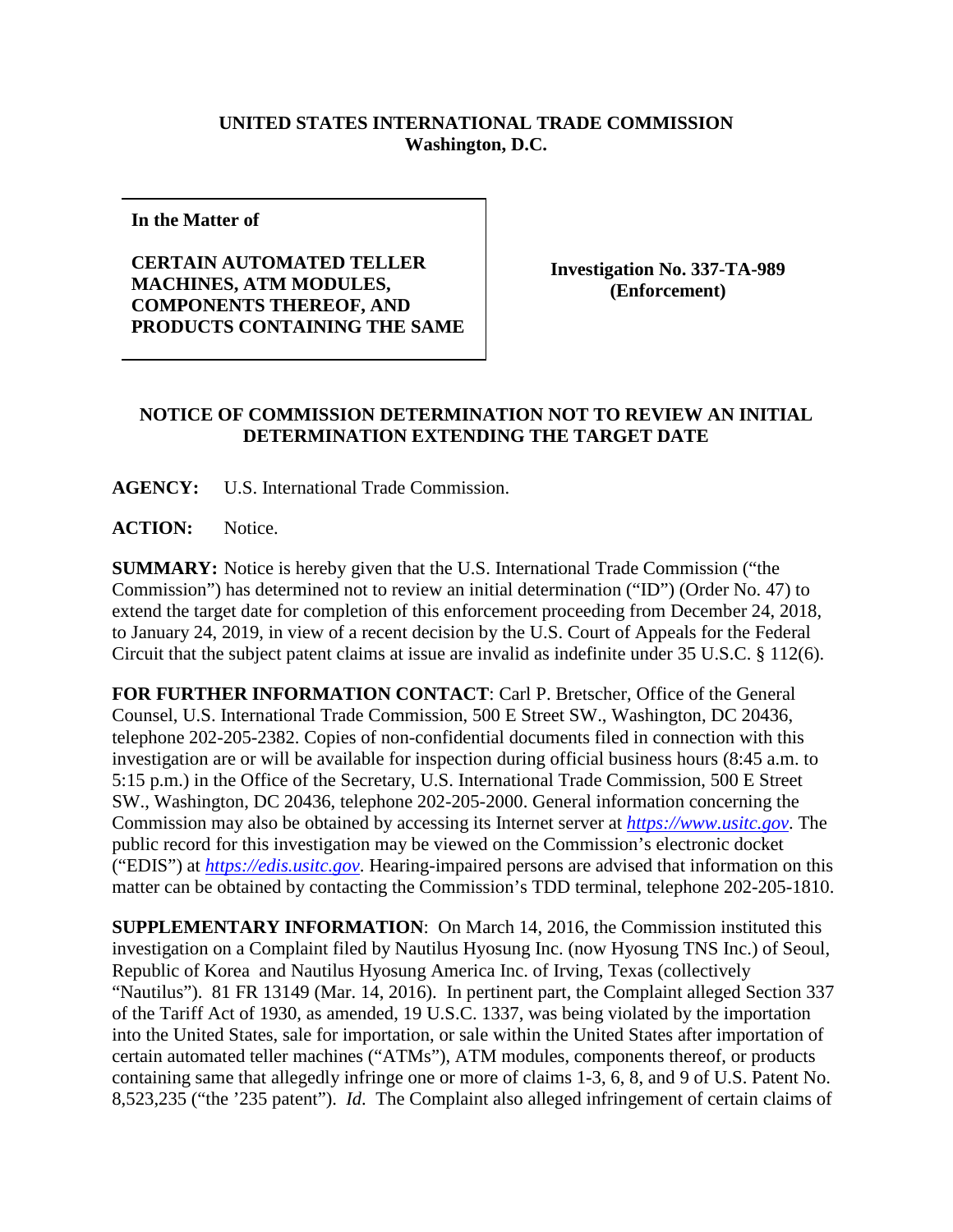**UNITED STATES INTERNATIONAL TRADE COMMISSION**
**Washington, D.C.**

| **In the Matter of**<br><br>**CERTAIN AUTOMATED TELLER MACHINES, ATM MODULES, COMPONENTS THEREOF, AND PRODUCTS CONTAINING THE SAME** | **Investigation No. 337-TA-989 (Enforcement)** |
|---|---|

## NOTICE OF COMMISSION DETERMINATION NOT TO REVIEW AN INITIAL DETERMINATION EXTENDING THE TARGET DATE

**AGENCY:** U.S. International Trade Commission.

**ACTION:** Notice.

**SUMMARY:** Notice is hereby given that the U.S. International Trade Commission ("the Commission") has determined not to review an initial determination ("ID") (Order No. 47) to extend the target date for completion of this enforcement proceeding from December 24, 2018, to January 24, 2019, in view of a recent decision by the U.S. Court of Appeals for the Federal Circuit that the subject patent claims at issue are invalid as indefinite under 35 U.S.C. § 112(6).

**FOR FURTHER INFORMATION CONTACT**: Carl P. Bretscher, Office of the General Counsel, U.S. International Trade Commission, 500 E Street SW., Washington, DC 20436, telephone 202-205-2382. Copies of non-confidential documents filed in connection with this investigation are or will be available for inspection during official business hours (8:45 a.m. to 5:15 p.m.) in the Office of the Secretary, U.S. International Trade Commission, 500 E Street SW., Washington, DC 20436, telephone 202-205-2000. General information concerning the Commission may also be obtained by accessing its Internet server at *https://www.usitc.gov*. The public record for this investigation may be viewed on the Commission's electronic docket ("EDIS") at *https://edis.usitc.gov*. Hearing-impaired persons are advised that information on this matter can be obtained by contacting the Commission's TDD terminal, telephone 202-205-1810.

**SUPPLEMENTARY INFORMATION**: On March 14, 2016, the Commission instituted this investigation on a Complaint filed by Nautilus Hyosung Inc. (now Hyosung TNS Inc.) of Seoul, Republic of Korea and Nautilus Hyosung America Inc. of Irving, Texas (collectively "Nautilus"). 81 FR 13149 (Mar. 14, 2016). In pertinent part, the Complaint alleged Section 337 of the Tariff Act of 1930, as amended, 19 U.S.C. 1337, was being violated by the importation into the United States, sale for importation, or sale within the United States after importation of certain automated teller machines ("ATMs"), ATM modules, components thereof, or products containing same that allegedly infringe one or more of claims 1-3, 6, 8, and 9 of U.S. Patent No. 8,523,235 ("the '235 patent"). *Id*. The Complaint also alleged infringement of certain claims of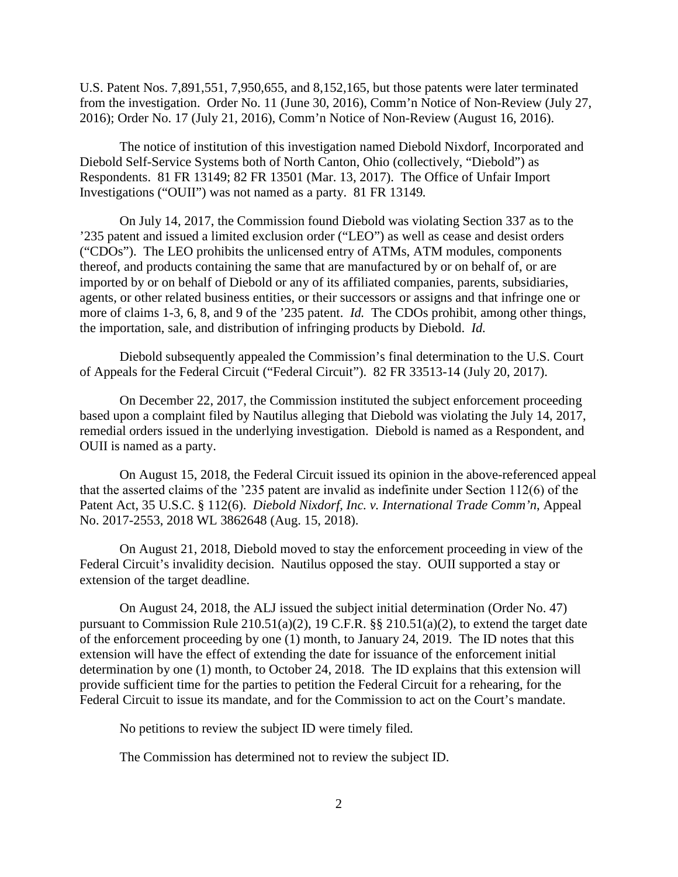U.S. Patent Nos. 7,891,551, 7,950,655, and 8,152,165, but those patents were later terminated from the investigation. Order No. 11 (June 30, 2016), Comm'n Notice of Non-Review (July 27, 2016); Order No. 17 (July 21, 2016), Comm'n Notice of Non-Review (August 16, 2016).

The notice of institution of this investigation named Diebold Nixdorf, Incorporated and Diebold Self-Service Systems both of North Canton, Ohio (collectively, "Diebold") as Respondents. 81 FR 13149; 82 FR 13501 (Mar. 13, 2017). The Office of Unfair Import Investigations ("OUII") was not named as a party. 81 FR 13149.

On July 14, 2017, the Commission found Diebold was violating Section 337 as to the '235 patent and issued a limited exclusion order ("LEO") as well as cease and desist orders ("CDOs"). The LEO prohibits the unlicensed entry of ATMs, ATM modules, components thereof, and products containing the same that are manufactured by or on behalf of, or are imported by or on behalf of Diebold or any of its affiliated companies, parents, subsidiaries, agents, or other related business entities, or their successors or assigns and that infringe one or more of claims 1-3, 6, 8, and 9 of the '235 patent. *Id.* The CDOs prohibit, among other things, the importation, sale, and distribution of infringing products by Diebold. *Id.*

Diebold subsequently appealed the Commission's final determination to the U.S. Court of Appeals for the Federal Circuit ("Federal Circuit"). 82 FR 33513-14 (July 20, 2017).

On December 22, 2017, the Commission instituted the subject enforcement proceeding based upon a complaint filed by Nautilus alleging that Diebold was violating the July 14, 2017, remedial orders issued in the underlying investigation. Diebold is named as a Respondent, and OUII is named as a party.

On August 15, 2018, the Federal Circuit issued its opinion in the above-referenced appeal that the asserted claims of the '235 patent are invalid as indefinite under Section 112(6) of the Patent Act, 35 U.S.C. § 112(6). *Diebold Nixdorf, Inc. v. International Trade Comm'n*, Appeal No. 2017-2553, 2018 WL 3862648 (Aug. 15, 2018).

On August 21, 2018, Diebold moved to stay the enforcement proceeding in view of the Federal Circuit's invalidity decision. Nautilus opposed the stay. OUII supported a stay or extension of the target deadline.

On August 24, 2018, the ALJ issued the subject initial determination (Order No. 47) pursuant to Commission Rule 210.51(a)(2), 19 C.F.R. §§ 210.51(a)(2), to extend the target date of the enforcement proceeding by one (1) month, to January 24, 2019. The ID notes that this extension will have the effect of extending the date for issuance of the enforcement initial determination by one (1) month, to October 24, 2018. The ID explains that this extension will provide sufficient time for the parties to petition the Federal Circuit for a rehearing, for the Federal Circuit to issue its mandate, and for the Commission to act on the Court's mandate.

No petitions to review the subject ID were timely filed.

The Commission has determined not to review the subject ID.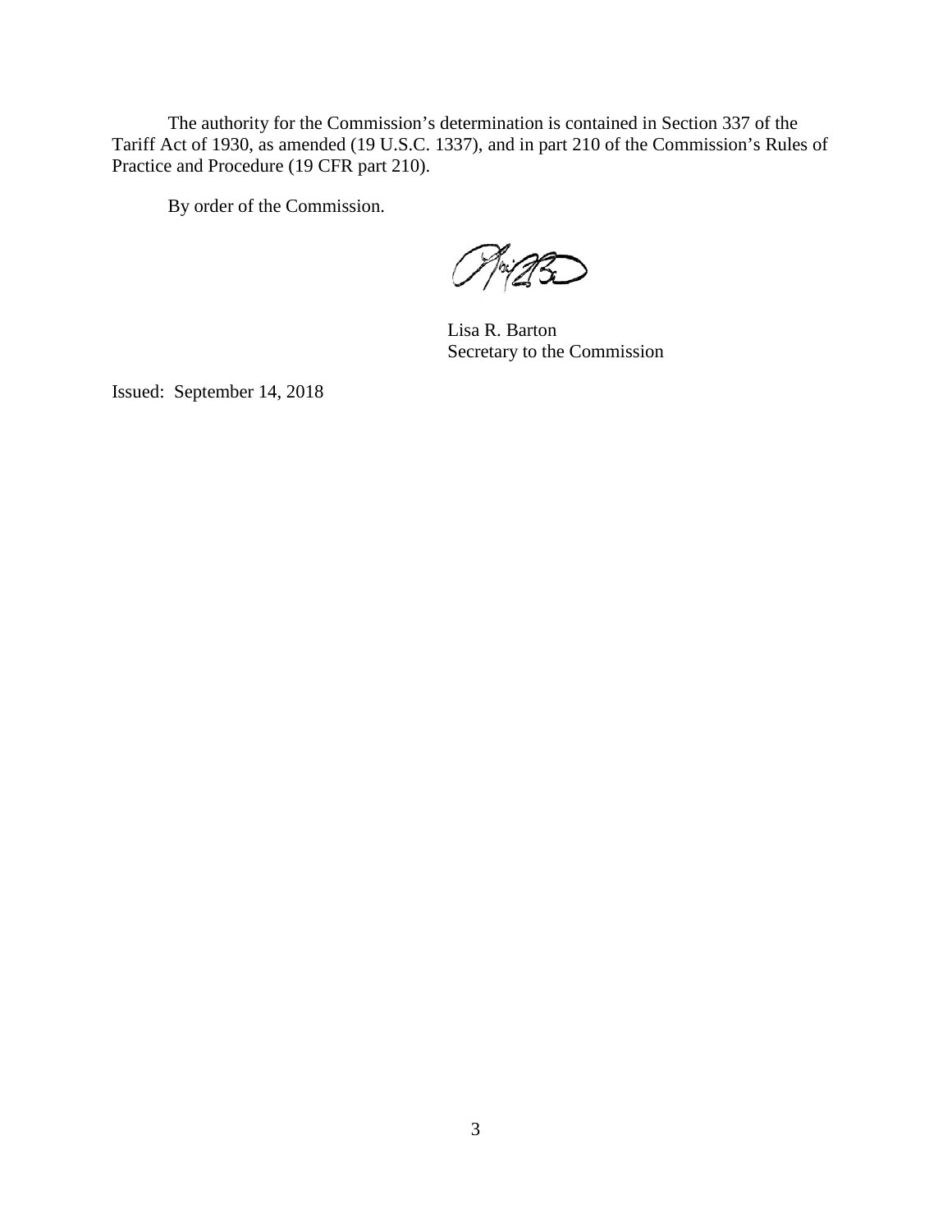The authority for the Commission's determination is contained in Section 337 of the Tariff Act of 1930, as amended (19 U.S.C. 1337), and in part 210 of the Commission's Rules of Practice and Procedure (19 CFR part 210).

By order of the Commission.

Lisa R. Barton
Secretary to the Commission

Issued: September 14, 2018